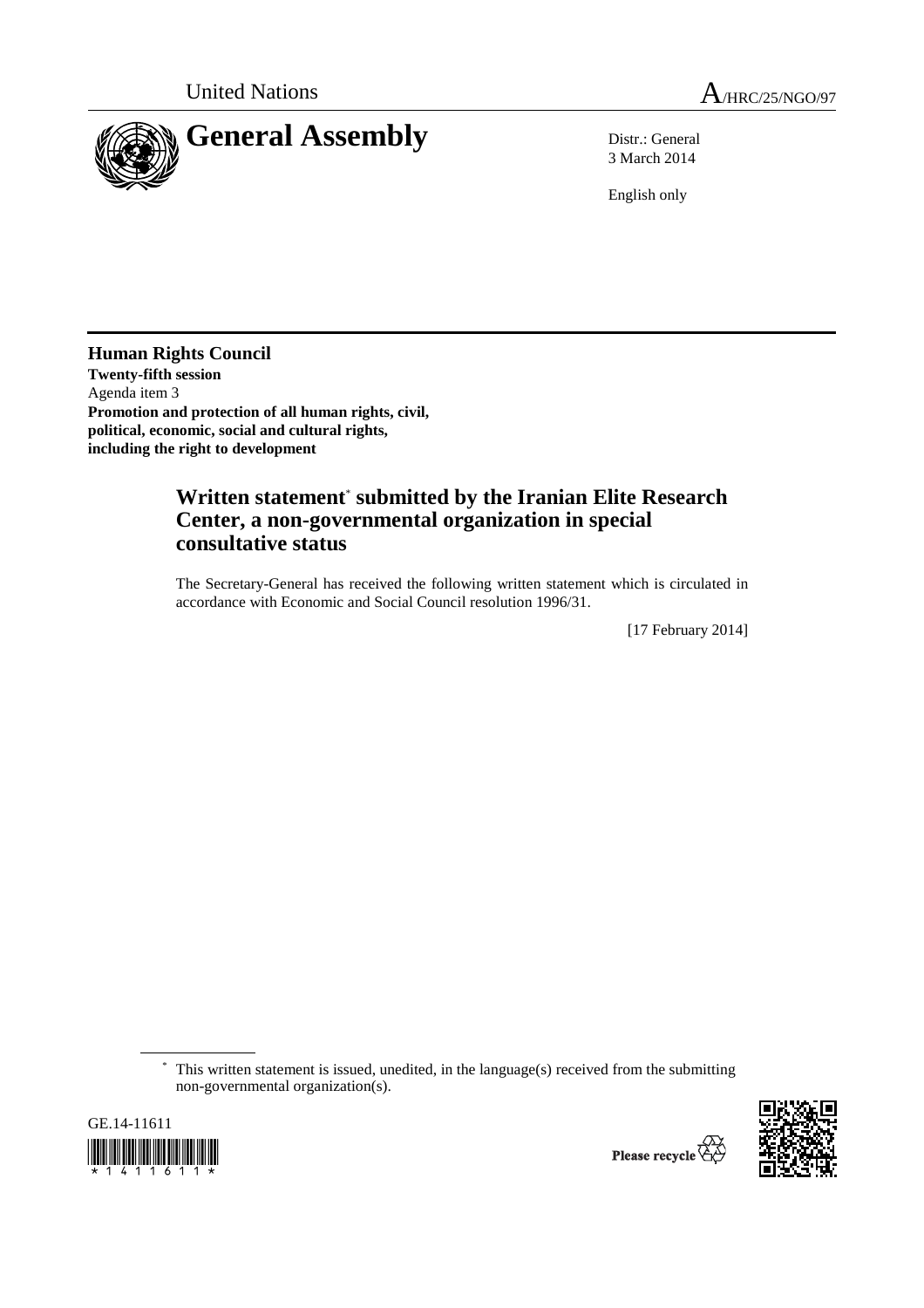United Nations

A/HRC/25/NGO/97

# General Assembly

Distr.: General
3 March 2014

English only

**Human Rights Council**
**Twenty-fifth session**
Agenda item 3
**Promotion and protection of all human rights, civil, political, economic, social and cultural rights, including the right to development**

## Written statement* submitted by the Iranian Elite Research Center, a non-governmental organization in special consultative status

The Secretary-General has received the following written statement which is circulated in accordance with Economic and Social Council resolution 1996/31.

[17 February 2014]

\* This written statement is issued, unedited, in the language(s) received from the submitting non-governmental organization(s).

GE.14-11611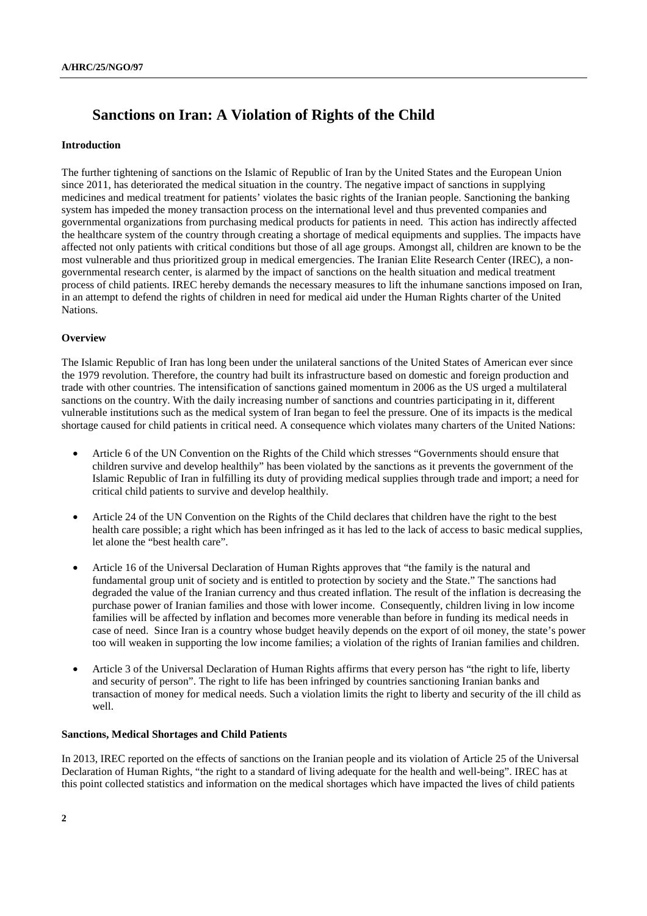# Sanctions on Iran: A Violation of Rights of the Child

### Introduction

The further tightening of sanctions on the Islamic of Republic of Iran by the United States and the European Union since 2011, has deteriorated the medical situation in the country. The negative impact of sanctions in supplying medicines and medical treatment for patients' violates the basic rights of the Iranian people. Sanctioning the banking system has impeded the money transaction process on the international level and thus prevented companies and governmental organizations from purchasing medical products for patients in need. This action has indirectly affected the healthcare system of the country through creating a shortage of medical equipments and supplies. The impacts have affected not only patients with critical conditions but those of all age groups. Amongst all, children are known to be the most vulnerable and thus prioritized group in medical emergencies. The Iranian Elite Research Center (IREC), a non-governmental research center, is alarmed by the impact of sanctions on the health situation and medical treatment process of child patients. IREC hereby demands the necessary measures to lift the inhumane sanctions imposed on Iran, in an attempt to defend the rights of children in need for medical aid under the Human Rights charter of the United Nations.

### Overview

The Islamic Republic of Iran has long been under the unilateral sanctions of the United States of American ever since the 1979 revolution. Therefore, the country had built its infrastructure based on domestic and foreign production and trade with other countries. The intensification of sanctions gained momentum in 2006 as the US urged a multilateral sanctions on the country. With the daily increasing number of sanctions and countries participating in it, different vulnerable institutions such as the medical system of Iran began to feel the pressure. One of its impacts is the medical shortage caused for child patients in critical need. A consequence which violates many charters of the United Nations:

- Article 6 of the UN Convention on the Rights of the Child which stresses "Governments should ensure that children survive and develop healthily" has been violated by the sanctions as it prevents the government of the Islamic Republic of Iran in fulfilling its duty of providing medical supplies through trade and import; a need for critical child patients to survive and develop healthily.

- Article 24 of the UN Convention on the Rights of the Child declares that children have the right to the best health care possible; a right which has been infringed as it has led to the lack of access to basic medical supplies, let alone the "best health care".

- Article 16 of the Universal Declaration of Human Rights approves that "the family is the natural and fundamental group unit of society and is entitled to protection by society and the State." The sanctions had degraded the value of the Iranian currency and thus created inflation. The result of the inflation is decreasing the purchase power of Iranian families and those with lower income. Consequently, children living in low income families will be affected by inflation and becomes more venerable than before in funding its medical needs in case of need. Since Iran is a country whose budget heavily depends on the export of oil money, the state's power too will weaken in supporting the low income families; a violation of the rights of Iranian families and children.

- Article 3 of the Universal Declaration of Human Rights affirms that every person has "the right to life, liberty and security of person". The right to life has been infringed by countries sanctioning Iranian banks and transaction of money for medical needs. Such a violation limits the right to liberty and security of the ill child as well.

### Sanctions, Medical Shortages and Child Patients

In 2013, IREC reported on the effects of sanctions on the Iranian people and its violation of Article 25 of the Universal Declaration of Human Rights, "the right to a standard of living adequate for the health and well-being". IREC has at this point collected statistics and information on the medical shortages which have impacted the lives of child patients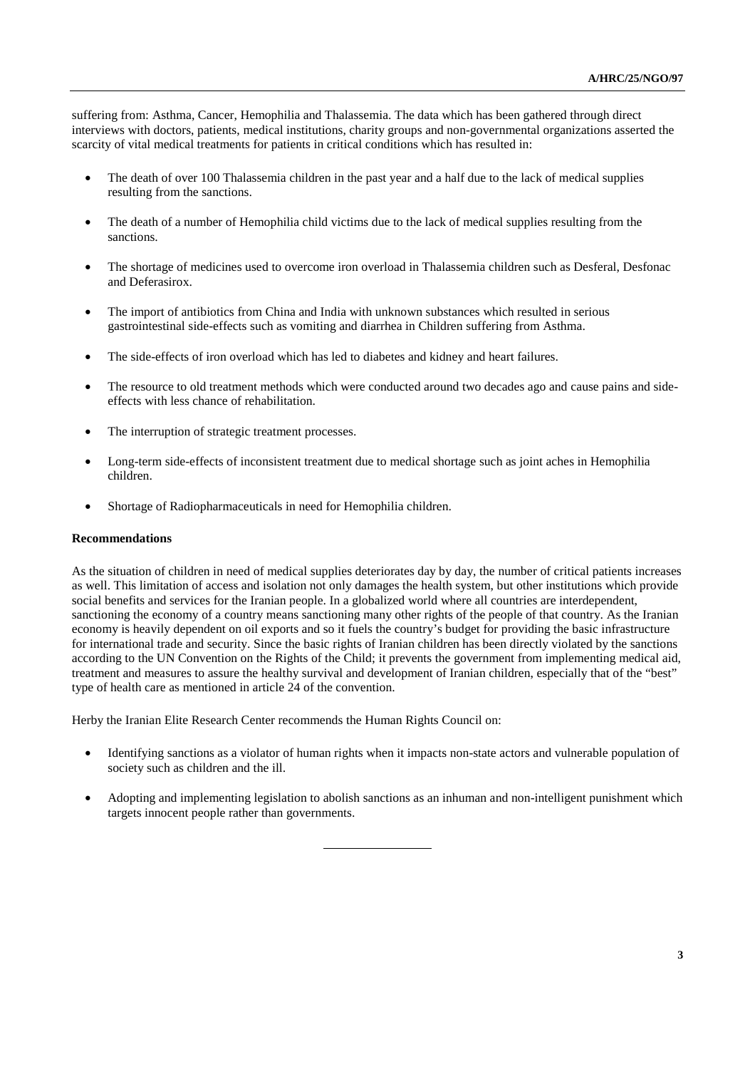suffering from: Asthma, Cancer, Hemophilia and Thalassemia. The data which has been gathered through direct interviews with doctors, patients, medical institutions, charity groups and non-governmental organizations asserted the scarcity of vital medical treatments for patients in critical conditions which has resulted in:

- The death of over 100 Thalassemia children in the past year and a half due to the lack of medical supplies resulting from the sanctions.
- The death of a number of Hemophilia child victims due to the lack of medical supplies resulting from the sanctions.
- The shortage of medicines used to overcome iron overload in Thalassemia children such as Desferal, Desfonac and Deferasirox.
- The import of antibiotics from China and India with unknown substances which resulted in serious gastrointestinal side-effects such as vomiting and diarrhea in Children suffering from Asthma.
- The side-effects of iron overload which has led to diabetes and kidney and heart failures.
- The resource to old treatment methods which were conducted around two decades ago and cause pains and side-effects with less chance of rehabilitation.
- The interruption of strategic treatment processes.
- Long-term side-effects of inconsistent treatment due to medical shortage such as joint aches in Hemophilia children.
- Shortage of Radiopharmaceuticals in need for Hemophilia children.

**Recommendations**

As the situation of children in need of medical supplies deteriorates day by day, the number of critical patients increases as well. This limitation of access and isolation not only damages the health system, but other institutions which provide social benefits and services for the Iranian people. In a globalized world where all countries are interdependent, sanctioning the economy of a country means sanctioning many other rights of the people of that country. As the Iranian economy is heavily dependent on oil exports and so it fuels the country's budget for providing the basic infrastructure for international trade and security. Since the basic rights of Iranian children has been directly violated by the sanctions according to the UN Convention on the Rights of the Child; it prevents the government from implementing medical aid, treatment and measures to assure the healthy survival and development of Iranian children, especially that of the "best" type of health care as mentioned in article 24 of the convention.

Herby the Iranian Elite Research Center recommends the Human Rights Council on:

- Identifying sanctions as a violator of human rights when it impacts non-state actors and vulnerable population of society such as children and the ill.
- Adopting and implementing legislation to abolish sanctions as an inhuman and non-intelligent punishment which targets innocent people rather than governments.